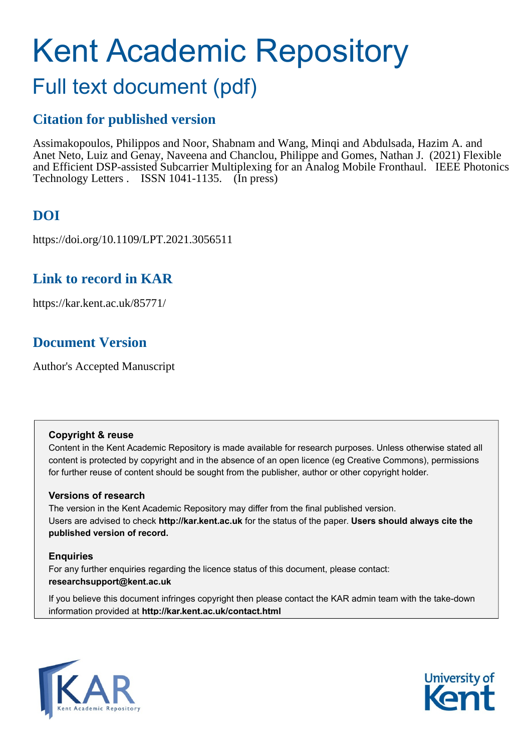# Kent Academic Repository

## Full text document (pdf)

### Citation for published version

Assimakopoulos, Philippos and Noor, Shabnam and Wang, Minqi and Abdulsada, Hazim A. and Anet Neto, Luiz and Genay, Naveena and Chanclou, Philippe and Gomes, Nathan J. (2021) Flexible and Efficient DSP-assisted Subcarrier Multiplexing for an Analog Mobile Fronthaul. IEEE Photonics Technology Letters . ISSN 1041-1135. (In press)

### DOI

https://doi.org/10.1109/LPT.2021.3056511

### Link to record in KAR

https://kar.kent.ac.uk/85771/

### Document Version

Author's Accepted Manuscript

**Copyright & reuse**

Content in the Kent Academic Repository is made available for research purposes. Unless otherwise stated all content is protected by copyright and in the absence of an open licence (eg Creative Commons), permissions for further reuse of content should be sought from the publisher, author or other copyright holder.

**Versions of research**

The version in the Kent Academic Repository may differ from the final published version. Users are advised to check **http://kar.kent.ac.uk** for the status of the paper. **Users should always cite the published version of record.**

**Enquiries**

For any further enquiries regarding the licence status of this document, please contact: **researchsupport@kent.ac.uk**

If you believe this document infringes copyright then please contact the KAR admin team with the take-down information provided at **http://kar.kent.ac.uk/contact.html**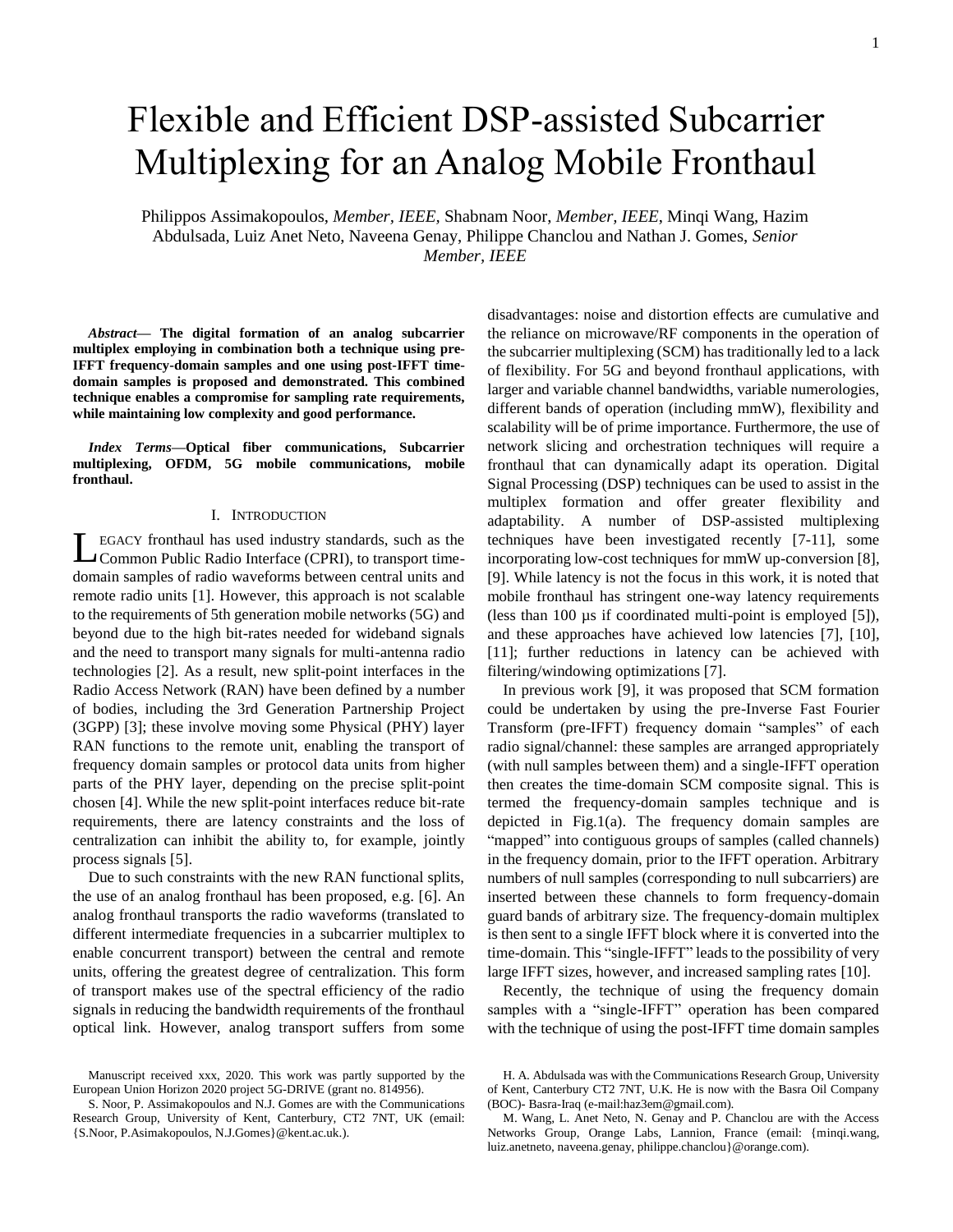# Flexible and Efficient DSP-assisted Subcarrier Multiplexing for an Analog Mobile Fronthaul

Philippos Assimakopoulos, *Member, IEEE*, Shabnam Noor, *Member, IEEE*, Minqi Wang, Hazim Abdulsada, Luiz Anet Neto, Naveena Genay, Philippe Chanclou and Nathan J. Gomes, *Senior Member, IEEE*

***Abstract*— The digital formation of an analog subcarrier multiplex employing in combination both a technique using pre-IFFT frequency-domain samples and one using post-IFFT time-domain samples is proposed and demonstrated. This combined technique enables a compromise for sampling rate requirements, while maintaining low complexity and good performance.**

***Index Terms*—Optical fiber communications, Subcarrier multiplexing, OFDM, 5G mobile communications, mobile fronthaul.**

## I. Introduction

Legacy fronthaul has used industry standards, such as the Common Public Radio Interface (CPRI), to transport time-domain samples of radio waveforms between central units and remote radio units [1]. However, this approach is not scalable to the requirements of 5th generation mobile networks (5G) and beyond due to the high bit-rates needed for wideband signals and the need to transport many signals for multi-antenna radio technologies [2]. As a result, new split-point interfaces in the Radio Access Network (RAN) have been defined by a number of bodies, including the 3rd Generation Partnership Project (3GPP) [3]; these involve moving some Physical (PHY) layer RAN functions to the remote unit, enabling the transport of frequency domain samples or protocol data units from higher parts of the PHY layer, depending on the precise split-point chosen [4]. While the new split-point interfaces reduce bit-rate requirements, there are latency constraints and the loss of centralization can inhibit the ability to, for example, jointly process signals [5].

Due to such constraints with the new RAN functional splits, the use of an analog fronthaul has been proposed, e.g. [6]. An analog fronthaul transports the radio waveforms (translated to different intermediate frequencies in a subcarrier multiplex to enable concurrent transport) between the central and remote units, offering the greatest degree of centralization. This form of transport makes use of the spectral efficiency of the radio signals in reducing the bandwidth requirements of the fronthaul optical link. However, analog transport suffers from some disadvantages: noise and distortion effects are cumulative and the reliance on microwave/RF components in the operation of the subcarrier multiplexing (SCM) has traditionally led to a lack of flexibility. For 5G and beyond fronthaul applications, with larger and variable channel bandwidths, variable numerologies, different bands of operation (including mmW), flexibility and scalability will be of prime importance. Furthermore, the use of network slicing and orchestration techniques will require a fronthaul that can dynamically adapt its operation. Digital Signal Processing (DSP) techniques can be used to assist in the multiplex formation and offer greater flexibility and adaptability. A number of DSP-assisted multiplexing techniques have been investigated recently [7-11], some incorporating low-cost techniques for mmW up-conversion [8], [9]. While latency is not the focus in this work, it is noted that mobile fronthaul has stringent one-way latency requirements (less than 100 µs if coordinated multi-point is employed [5]), and these approaches have achieved low latencies [7], [10], [11]; further reductions in latency can be achieved with filtering/windowing optimizations [7].

In previous work [9], it was proposed that SCM formation could be undertaken by using the pre-Inverse Fast Fourier Transform (pre-IFFT) frequency domain "samples" of each radio signal/channel: these samples are arranged appropriately (with null samples between them) and a single-IFFT operation then creates the time-domain SCM composite signal. This is termed the frequency-domain samples technique and is depicted in Fig.1(a). The frequency domain samples are "mapped" into contiguous groups of samples (called channels) in the frequency domain, prior to the IFFT operation. Arbitrary numbers of null samples (corresponding to null subcarriers) are inserted between these channels to form frequency-domain guard bands of arbitrary size. The frequency-domain multiplex is then sent to a single IFFT block where it is converted into the time-domain. This "single-IFFT" leads to the possibility of very large IFFT sizes, however, and increased sampling rates [10].

Recently, the technique of using the frequency domain samples with a "single-IFFT" operation has been compared with the technique of using the post-IFFT time domain samples

Manuscript received xxx, 2020. This work was partly supported by the European Union Horizon 2020 project 5G-DRIVE (grant no. 814956).

S. Noor, P. Assimakopoulos and N.J. Gomes are with the Communications Research Group, University of Kent, Canterbury, CT2 7NT, UK (email: {S.Noor, P.Asimakopoulos, N.J.Gomes}@kent.ac.uk.).

H. A. Abdulsada was with the Communications Research Group, University of Kent, Canterbury CT2 7NT, U.K. He is now with the Basra Oil Company (BOC)- Basra-Iraq (e-mail:haz3em@gmail.com).

M. Wang, L. Anet Neto, N. Genay and P. Chanclou are with the Access Networks Group, Orange Labs, Lannion, France (email: {minqi.wang, luiz.anetneto, naveena.genay, philippe.chanclou}@orange.com).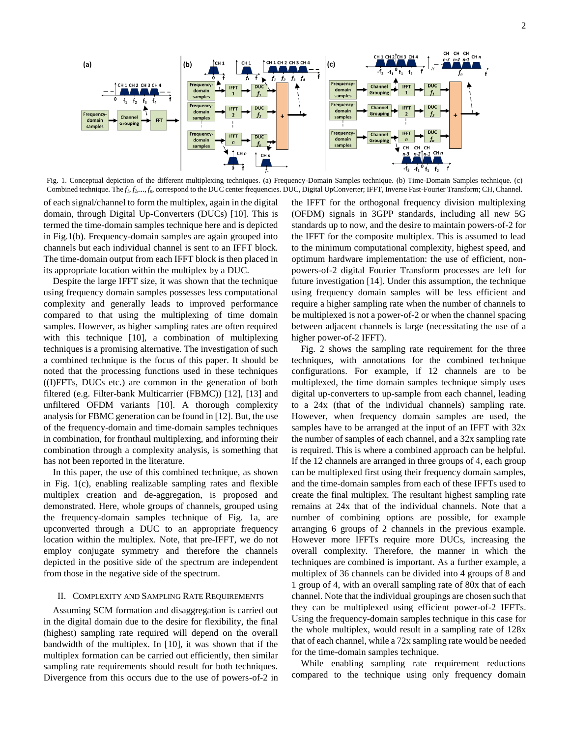Fig. 1. Conceptual depiction of the different multiplexing techniques. (a) Frequency-Domain Samples technique. (b) Time-Domain Samples technique. (c) Combined technique. The $f_1, f_2, \ldots, f_n$, correspond to the DUC center frequencies. DUC, Digital UpConverter; IFFT, Inverse Fast-Fourier Transform; CH, Channel.

of each signal/channel to form the multiplex, again in the digital domain, through Digital Up-Converters (DUCs) [10]. This is termed the time-domain samples technique here and is depicted in Fig.1(b). Frequency-domain samples are again grouped into channels but each individual channel is sent to an IFFT block. The time-domain output from each IFFT block is then placed in its appropriate location within the multiplex by a DUC.

Despite the large IFFT size, it was shown that the technique using frequency domain samples possesses less computational complexity and generally leads to improved performance compared to that using the multiplexing of time domain samples. However, as higher sampling rates are often required with this technique [10], a combination of multiplexing techniques is a promising alternative. The investigation of such a combined technique is the focus of this paper. It should be noted that the processing functions used in these techniques ((I)FFTs, DUCs etc.) are common in the generation of both filtered (e.g. Filter-bank Multicarrier (FBMC)) [12], [13] and unfiltered OFDM variants [10]. A thorough complexity analysis for FBMC generation can be found in [12]. But, the use of the frequency-domain and time-domain samples techniques in combination, for fronthaul multiplexing, and informing their combination through a complexity analysis, is something that has not been reported in the literature.

In this paper, the use of this combined technique, as shown in Fig. 1(c), enabling realizable sampling rates and flexible multiplex creation and de-aggregation, is proposed and demonstrated. Here, whole groups of channels, grouped using the frequency-domain samples technique of Fig. 1a, are upconverted through a DUC to an appropriate frequency location within the multiplex. Note, that pre-IFFT, we do not employ conjugate symmetry and therefore the channels depicted in the positive side of the spectrum are independent from those in the negative side of the spectrum.

## II. Complexity and Sampling Rate Requirements

Assuming SCM formation and disaggregation is carried out in the digital domain due to the desire for flexibility, the final (highest) sampling rate required will depend on the overall bandwidth of the multiplex. In [10], it was shown that if the multiplex formation can be carried out efficiently, then similar sampling rate requirements should result for both techniques. Divergence from this occurs due to the use of powers-of-2 in the IFFT for the orthogonal frequency division multiplexing (OFDM) signals in 3GPP standards, including all new 5G standards up to now, and the desire to maintain powers-of-2 for the IFFT for the composite multiplex. This is assumed to lead to the minimum computational complexity, highest speed, and optimum hardware implementation: the use of efficient, non-powers-of-2 digital Fourier Transform processes are left for future investigation [14]. Under this assumption, the technique using frequency domain samples will be less efficient and require a higher sampling rate when the number of channels to be multiplexed is not a power-of-2 or when the channel spacing between adjacent channels is large (necessitating the use of a higher power-of-2 IFFT).

Fig. 2 shows the sampling rate requirement for the three techniques, with annotations for the combined technique configurations. For example, if 12 channels are to be multiplexed, the time domain samples technique simply uses digital up-converters to up-sample from each channel, leading to a 24x (that of the individual channels) sampling rate. However, when frequency domain samples are used, the samples have to be arranged at the input of an IFFT with 32x the number of samples of each channel, and a 32x sampling rate is required. This is where a combined approach can be helpful. If the 12 channels are arranged in three groups of 4, each group can be multiplexed first using their frequency domain samples, and the time-domain samples from each of these IFFTs used to create the final multiplex. The resultant highest sampling rate remains at 24x that of the individual channels. Note that a number of combining options are possible, for example arranging 6 groups of 2 channels in the previous example. However more IFFTs require more DUCs, increasing the overall complexity. Therefore, the manner in which the techniques are combined is important. As a further example, a multiplex of 36 channels can be divided into 4 groups of 8 and 1 group of 4, with an overall sampling rate of 80x that of each channel. Note that the individual groupings are chosen such that they can be multiplexed using efficient power-of-2 IFFTs. Using the frequency-domain samples technique in this case for the whole multiplex, would result in a sampling rate of 128x that of each channel, while a 72x sampling rate would be needed for the time-domain samples technique.

While enabling sampling rate requirement reductions compared to the technique using only frequency domain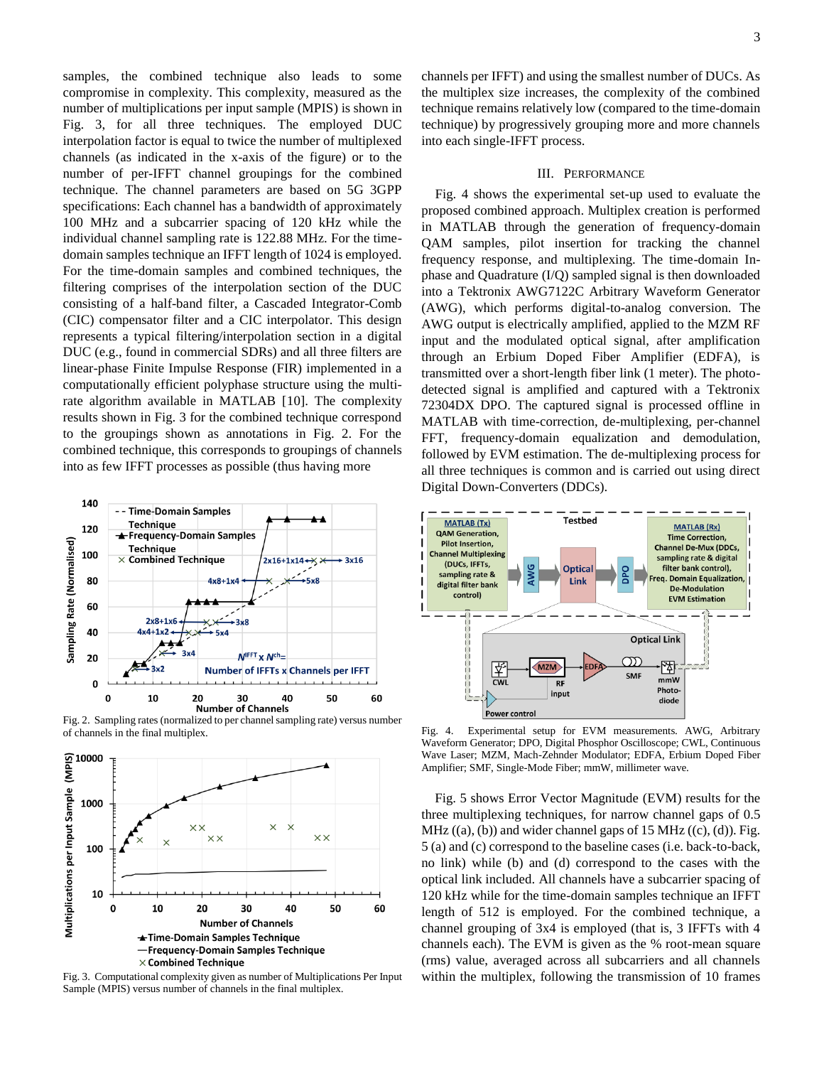samples, the combined technique also leads to some compromise in complexity. This complexity, measured as the number of multiplications per input sample (MPIS) is shown in Fig. 3, for all three techniques. The employed DUC interpolation factor is equal to twice the number of multiplexed channels (as indicated in the x-axis of the figure) or to the number of per-IFFT channel groupings for the combined technique. The channel parameters are based on 5G 3GPP specifications: Each channel has a bandwidth of approximately 100 MHz and a subcarrier spacing of 120 kHz while the individual channel sampling rate is 122.88 MHz. For the time-domain samples technique an IFFT length of 1024 is employed. For the time-domain samples and combined techniques, the filtering comprises of the interpolation section of the DUC consisting of a half-band filter, a Cascaded Integrator-Comb (CIC) compensator filter and a CIC interpolator. This design represents a typical filtering/interpolation section in a digital DUC (e.g., found in commercial SDRs) and all three filters are linear-phase Finite Impulse Response (FIR) implemented in a computationally efficient polyphase structure using the multi-rate algorithm available in MATLAB [10]. The complexity results shown in Fig. 3 for the combined technique correspond to the groupings shown as annotations in Fig. 2. For the combined technique, this corresponds to groupings of channels into as few IFFT processes as possible (thus having more channels per IFFT) and using the smallest number of DUCs. As the multiplex size increases, the complexity of the combined technique remains relatively low (compared to the time-domain technique) by progressively grouping more and more channels into each single-IFFT process.

Fig. 2. Sampling rates (normalized to per channel sampling rate) versus number of channels in the final multiplex.

Fig. 3. Computational complexity given as number of Multiplications Per Input Sample (MPIS) versus number of channels in the final multiplex.

## III. Performance

Fig. 4 shows the experimental set-up used to evaluate the proposed combined approach. Multiplex creation is performed in MATLAB through the generation of frequency-domain QAM samples, pilot insertion for tracking the channel frequency response, and multiplexing. The time-domain In-phase and Quadrature (I/Q) sampled signal is then downloaded into a Tektronix AWG7122C Arbitrary Waveform Generator (AWG), which performs digital-to-analog conversion. The AWG output is electrically amplified, applied to the MZM RF input and the modulated optical signal, after amplification through an Erbium Doped Fiber Amplifier (EDFA), is transmitted over a short-length fiber link (1 meter). The photo-detected signal is amplified and captured with a Tektronix 72304DX DPO. The captured signal is processed offline in MATLAB with time-correction, de-multiplexing, per-channel FFT, frequency-domain equalization and demodulation, followed by EVM estimation. The de-multiplexing process for all three techniques is common and is carried out using direct Digital Down-Converters (DDCs).

Fig. 4. Experimental setup for EVM measurements. AWG, Arbitrary Waveform Generator; DPO, Digital Phosphor Oscilloscope; CWL, Continuous Wave Laser; MZM, Mach-Zehnder Modulator; EDFA, Erbium Doped Fiber Amplifier; SMF, Single-Mode Fiber; mmW, millimeter wave.

Fig. 5 shows Error Vector Magnitude (EVM) results for the three multiplexing techniques, for narrow channel gaps of 0.5 MHz ((a), (b)) and wider channel gaps of 15 MHz ((c), (d)). Fig. 5 (a) and (c) correspond to the baseline cases (i.e. back-to-back, no link) while (b) and (d) correspond to the cases with the optical link included. All channels have a subcarrier spacing of 120 kHz while for the time-domain samples technique an IFFT length of 512 is employed. For the combined technique, a channel grouping of 3x4 is employed (that is, 3 IFFTs with 4 channels each). The EVM is given as the % root-mean square (rms) value, averaged across all subcarriers and all channels within the multiplex, following the transmission of 10 frames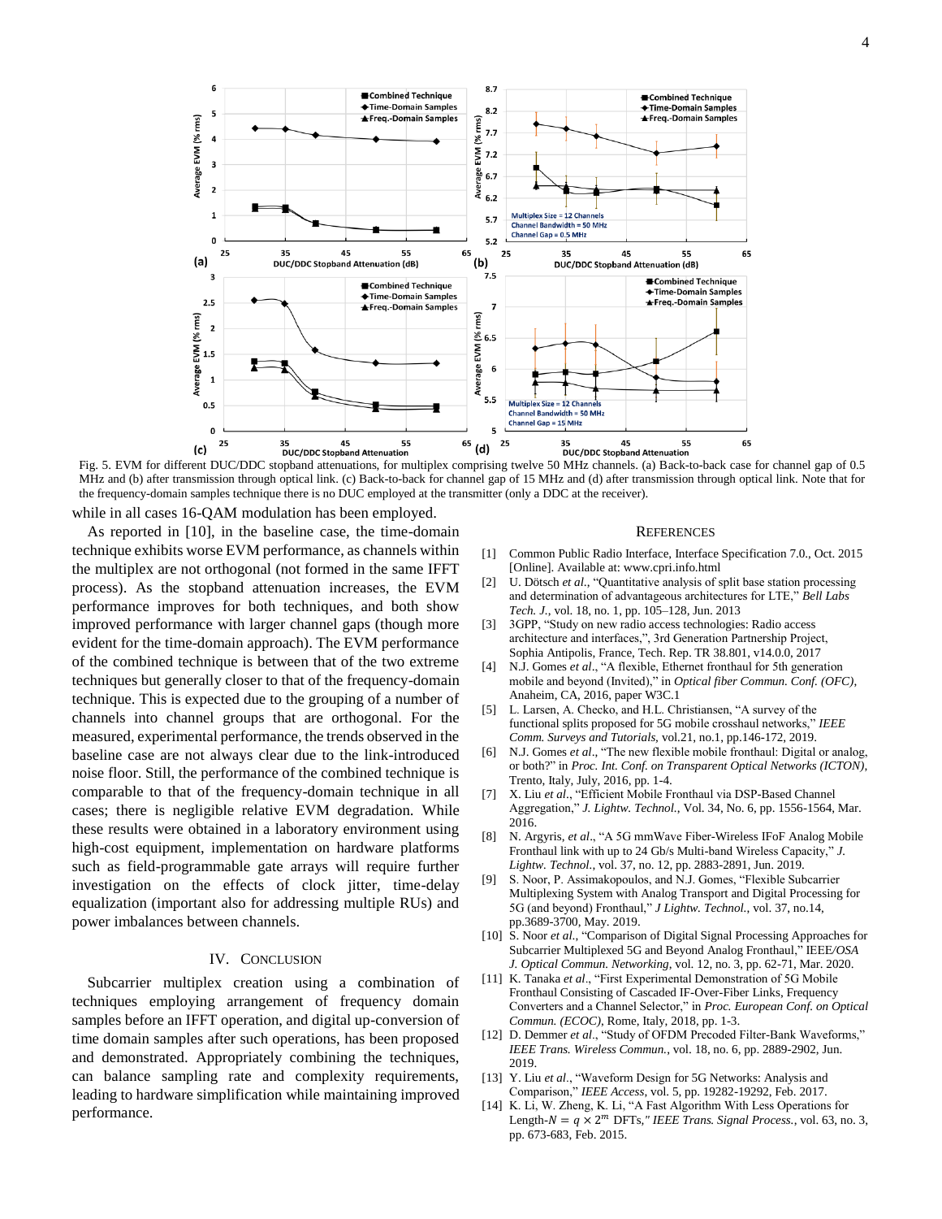(a)

Average EVM (% rms)

6
5
4
3
2
1
0

25 35 45 55 65

DUC/DDC Stopband Attenuation (dB)

Combined Technique
Time-Domain Samples
Freq.-Domain Samples

(b)

Average EVM (% rms)

8.7
8.2
7.7
7.2
6.7
6.2
5.7
5.2

25 35 45 55 65

DUC/DDC Stopband Attenuation (dB)

Combined Technique
Time-Domain Samples
Freq.-Domain Samples

Multiplex Size = 12 Channels
Channel Bandwidth = 50 MHz
Channel Gap = 0.5 MHz

(c)

Average EVM (% rms)

3
2.5
2
1.5
1
0.5
0

25 35 45 55 65

DUC/DDC Stopband Attenuation

Combined Technique
Time-Domain Samples
Freq.-Domain Samples

(d)

Average EVM (% rms)

7.5
7
6.5
6
5.5
5

25 35 45 55 65

DUC/DDC Stopband Attenuation

Combined Technique
Time-Domain Samples
Freq.-Domain Samples

Multiplex Size = 12 Channels
Channel Bandwidth = 50 MHz
Channel Gap = 15 MHz

Fig. 5. EVM for different DUC/DDC stopband attenuations, for multiplex comprising twelve 50 MHz channels. (a) Back-to-back case for channel gap of 0.5 MHz and (b) after transmission through optical link. (c) Back-to-back for channel gap of 15 MHz and (d) after transmission through optical link. Note that for the frequency-domain samples technique there is no DUC employed at the transmitter (only a DDC at the receiver).

while in all cases 16-QAM modulation has been employed.

As reported in [10], in the baseline case, the time-domain technique exhibits worse EVM performance, as channels within the multiplex are not orthogonal (not formed in the same IFFT process). As the stopband attenuation increases, the EVM performance improves for both techniques, and both show improved performance with larger channel gaps (though more evident for the time-domain approach). The EVM performance of the combined technique is between that of the two extreme techniques but generally closer to that of the frequency-domain technique. This is expected due to the grouping of a number of channels into channel groups that are orthogonal. For the measured, experimental performance, the trends observed in the baseline case are not always clear due to the link-introduced noise floor. Still, the performance of the combined technique is comparable to that of the frequency-domain technique in all cases; there is negligible relative EVM degradation. While these results were obtained in a laboratory environment using high-cost equipment, implementation on hardware platforms such as field-programmable gate arrays will require further investigation on the effects of clock jitter, time-delay equalization (important also for addressing multiple RUs) and power imbalances between channels.

## IV. Conclusion

Subcarrier multiplex creation using a combination of techniques employing arrangement of frequency domain samples before an IFFT operation, and digital up-conversion of time domain samples after such operations, has been proposed and demonstrated. Appropriately combining the techniques, can balance sampling rate and complexity requirements, leading to hardware simplification while maintaining improved performance.

## References

[1] Common Public Radio Interface, Interface Specification 7.0., Oct. 2015 [Online]. Available at: www.cpri.info.html

[2] U. Dötsch *et al.*, "Quantitative analysis of split base station processing and determination of advantageous architectures for LTE," *Bell Labs Tech. J.*, vol. 18, no. 1, pp. 105–128, Jun. 2013

[3] 3GPP, "Study on new radio access technologies: Radio access architecture and interfaces,", 3rd Generation Partnership Project, Sophia Antipolis, France, Tech. Rep. TR 38.801, v14.0.0, 2017

[4] N.J. Gomes *et al*., "A flexible, Ethernet fronthaul for 5th generation mobile and beyond (Invited)," in *Optical fiber Commun. Conf. (OFC)*, Anaheim, CA, 2016, paper W3C.1

[5] L. Larsen, A. Checko, and H.L. Christiansen, "A survey of the functional splits proposed for 5G mobile crosshaul networks," *IEEE Comm. Surveys and Tutorials*, vol.21, no.1, pp.146-172, 2019.

[6] N.J. Gomes *et al*., "The new flexible mobile fronthaul: Digital or analog, or both?" in *Proc. Int. Conf. on Transparent Optical Networks (ICTON)*, Trento, Italy, July, 2016, pp. 1-4.

[7] X. Liu *et al*., "Efficient Mobile Fronthaul via DSP-Based Channel Aggregation," *J. Lightw. Technol.*, Vol. 34, No. 6, pp. 1556-1564, Mar. 2016.

[8] N. Argyris, *et al*., "A 5G mmWave Fiber-Wireless IFoF Analog Mobile Fronthaul link with up to 24 Gb/s Multi-band Wireless Capacity," *J. Lightw. Technol.*, vol. 37, no. 12, pp. 2883-2891, Jun. 2019.

[9] S. Noor, P. Assimakopoulos, and N.J. Gomes, "Flexible Subcarrier Multiplexing System with Analog Transport and Digital Processing for 5G (and beyond) Fronthaul," *J Lightw. Technol.*, vol. 37, no.14, pp.3689-3700, May. 2019.

[10] S. Noor *et al.*, "Comparison of Digital Signal Processing Approaches for Subcarrier Multiplexed 5G and Beyond Analog Fronthaul," IEEE*/OSA J. Optical Commun. Networking*, vol. 12, no. 3, pp. 62-71, Mar. 2020.

[11] K. Tanaka *et al*., "First Experimental Demonstration of 5G Mobile Fronthaul Consisting of Cascaded IF-Over-Fiber Links, Frequency Converters and a Channel Selector," in *Proc. European Conf. on Optical Commun. (ECOC)*, Rome, Italy, 2018, pp. 1-3.

[12] D. Demmer *et al*., "Study of OFDM Precoded Filter-Bank Waveforms," *IEEE Trans. Wireless Commun.*, vol. 18, no. 6, pp. 2889-2902, Jun. 2019.

[13] Y. Liu *et al.*, "Waveform Design for 5G Networks: Analysis and Comparison," *IEEE Access*, vol. 5, pp. 19282-19292, Feb. 2017.

[14] K. Li, W. Zheng, K. Li, "A Fast Algorithm With Less Operations for Length-$N = q \times 2^m$ DFTs," *IEEE Trans. Signal Process.*, vol. 63, no. 3, pp. 673-683, Feb. 2015.